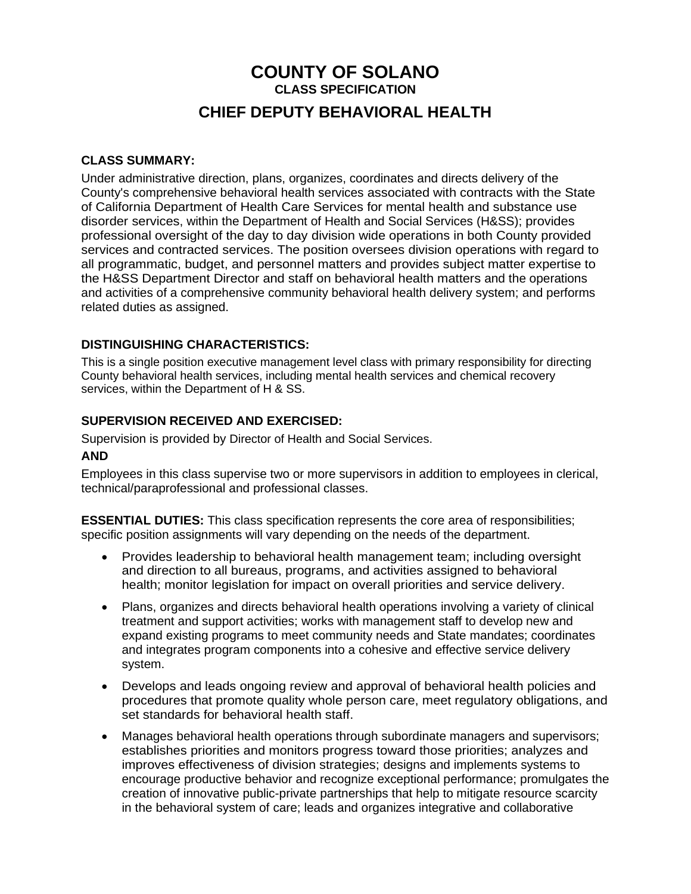# COUNTY OF SOLANO

### CLASS SPECIFICATION

## CHIEF DEPUTY BEHAVIORAL HEALTH

**CLASS SUMMARY:**

Under administrative direction, plans, organizes, coordinates and directs delivery of the County's comprehensive behavioral health services associated with contracts with the State of California Department of Health Care Services for mental health and substance use disorder services, within the Department of Health and Social Services (H&SS); provides professional oversight of the day to day division wide operations in both County provided services and contracted services. The position oversees division operations with regard to all programmatic, budget, and personnel matters and provides subject matter expertise to the H&SS Department Director and staff on behavioral health matters and the operations and activities of a comprehensive community behavioral health delivery system; and performs related duties as assigned.

**DISTINGUISHING CHARACTERISTICS:**

This is a single position executive management level class with primary responsibility for directing County behavioral health services, including mental health services and chemical recovery services, within the Department of H & SS.

**SUPERVISION RECEIVED AND EXERCISED:**

Supervision is provided by Director of Health and Social Services.

**AND**

Employees in this class supervise two or more supervisors in addition to employees in clerical, technical/paraprofessional and professional classes.

**ESSENTIAL DUTIES:** This class specification represents the core area of responsibilities; specific position assignments will vary depending on the needs of the department.

- Provides leadership to behavioral health management team; including oversight and direction to all bureaus, programs, and activities assigned to behavioral health; monitor legislation for impact on overall priorities and service delivery.
- Plans, organizes and directs behavioral health operations involving a variety of clinical treatment and support activities; works with management staff to develop new and expand existing programs to meet community needs and State mandates; coordinates and integrates program components into a cohesive and effective service delivery system.
- Develops and leads ongoing review and approval of behavioral health policies and procedures that promote quality whole person care, meet regulatory obligations, and set standards for behavioral health staff.
- Manages behavioral health operations through subordinate managers and supervisors; establishes priorities and monitors progress toward those priorities; analyzes and improves effectiveness of division strategies; designs and implements systems to encourage productive behavior and recognize exceptional performance; promulgates the creation of innovative public-private partnerships that help to mitigate resource scarcity in the behavioral system of care; leads and organizes integrative and collaborative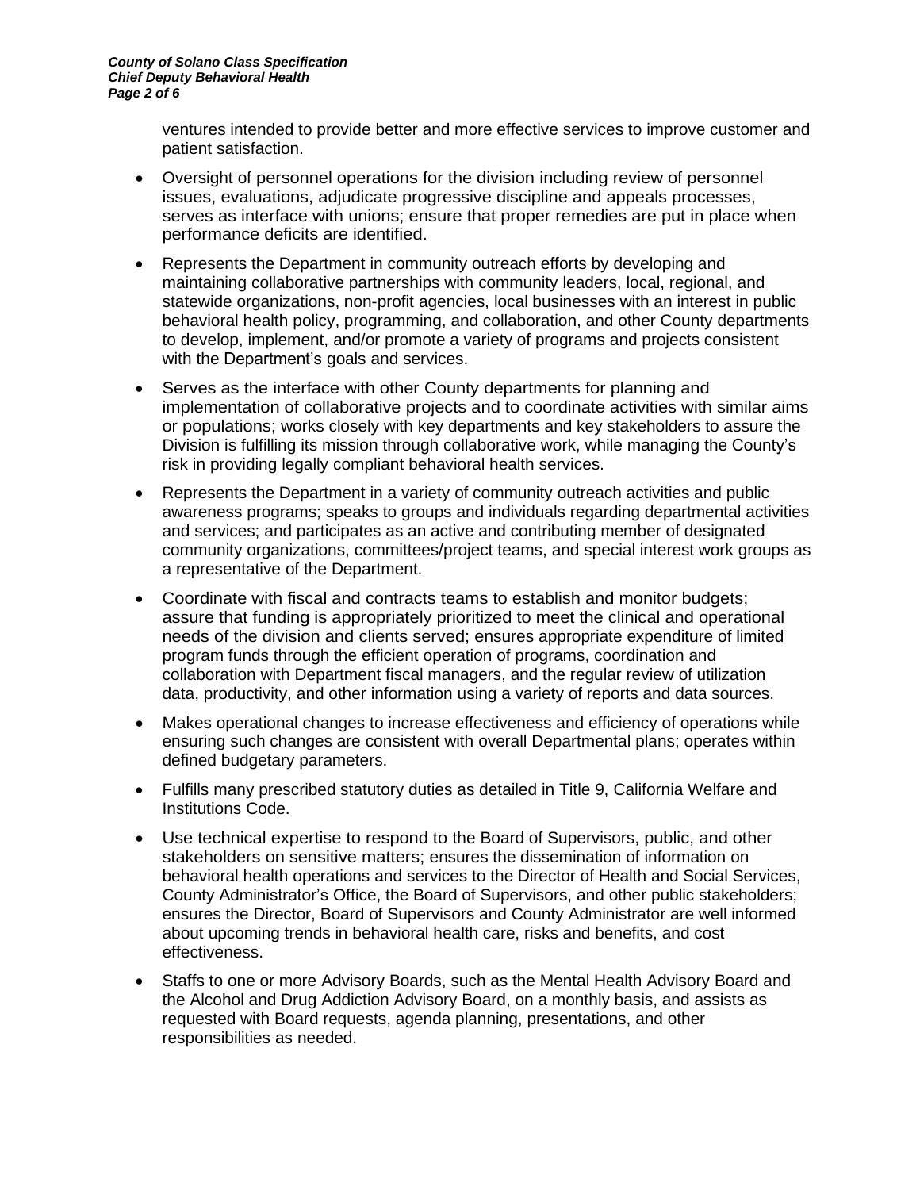ventures intended to provide better and more effective services to improve customer and patient satisfaction.

- Oversight of personnel operations for the division including review of personnel issues, evaluations, adjudicate progressive discipline and appeals processes, serves as interface with unions; ensure that proper remedies are put in place when performance deficits are identified.
- Represents the Department in community outreach efforts by developing and maintaining collaborative partnerships with community leaders, local, regional, and statewide organizations, non-profit agencies, local businesses with an interest in public behavioral health policy, programming, and collaboration, and other County departments to develop, implement, and/or promote a variety of programs and projects consistent with the Department's goals and services.
- Serves as the interface with other County departments for planning and implementation of collaborative projects and to coordinate activities with similar aims or populations; works closely with key departments and key stakeholders to assure the Division is fulfilling its mission through collaborative work, while managing the County's risk in providing legally compliant behavioral health services.
- Represents the Department in a variety of community outreach activities and public awareness programs; speaks to groups and individuals regarding departmental activities and services; and participates as an active and contributing member of designated community organizations, committees/project teams, and special interest work groups as a representative of the Department.
- Coordinate with fiscal and contracts teams to establish and monitor budgets; assure that funding is appropriately prioritized to meet the clinical and operational needs of the division and clients served; ensures appropriate expenditure of limited program funds through the efficient operation of programs, coordination and collaboration with Department fiscal managers, and the regular review of utilization data, productivity, and other information using a variety of reports and data sources.
- Makes operational changes to increase effectiveness and efficiency of operations while ensuring such changes are consistent with overall Departmental plans; operates within defined budgetary parameters.
- Fulfills many prescribed statutory duties as detailed in Title 9, California Welfare and Institutions Code.
- Use technical expertise to respond to the Board of Supervisors, public, and other stakeholders on sensitive matters; ensures the dissemination of information on behavioral health operations and services to the Director of Health and Social Services, County Administrator's Office, the Board of Supervisors, and other public stakeholders; ensures the Director, Board of Supervisors and County Administrator are well informed about upcoming trends in behavioral health care, risks and benefits, and cost effectiveness.
- Staffs to one or more Advisory Boards, such as the Mental Health Advisory Board and the Alcohol and Drug Addiction Advisory Board, on a monthly basis, and assists as requested with Board requests, agenda planning, presentations, and other responsibilities as needed.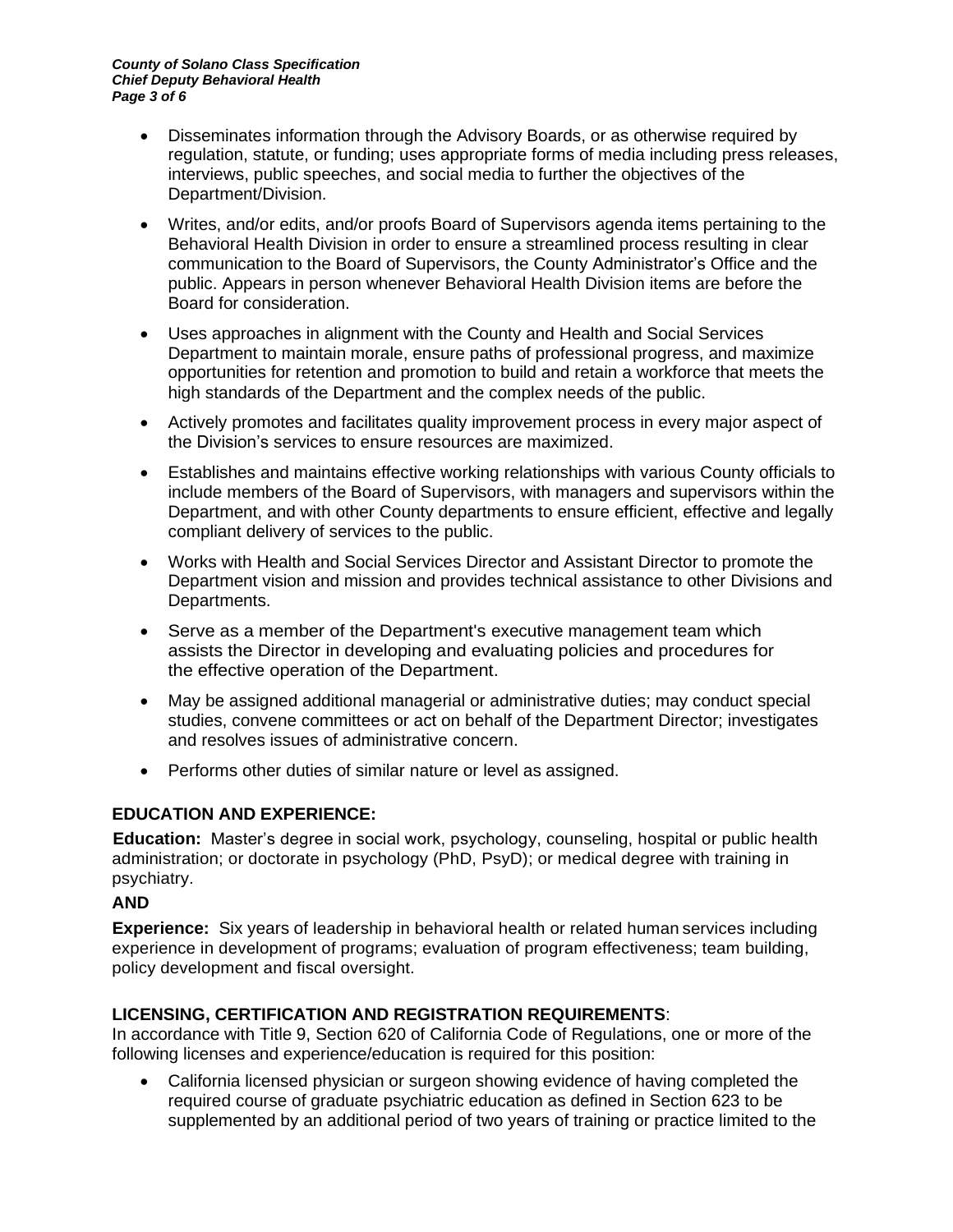- Disseminates information through the Advisory Boards, or as otherwise required by regulation, statute, or funding; uses appropriate forms of media including press releases, interviews, public speeches, and social media to further the objectives of the Department/Division.
- Writes, and/or edits, and/or proofs Board of Supervisors agenda items pertaining to the Behavioral Health Division in order to ensure a streamlined process resulting in clear communication to the Board of Supervisors, the County Administrator's Office and the public. Appears in person whenever Behavioral Health Division items are before the Board for consideration.
- Uses approaches in alignment with the County and Health and Social Services Department to maintain morale, ensure paths of professional progress, and maximize opportunities for retention and promotion to build and retain a workforce that meets the high standards of the Department and the complex needs of the public.
- Actively promotes and facilitates quality improvement process in every major aspect of the Division's services to ensure resources are maximized.
- Establishes and maintains effective working relationships with various County officials to include members of the Board of Supervisors, with managers and supervisors within the Department, and with other County departments to ensure efficient, effective and legally compliant delivery of services to the public.
- Works with Health and Social Services Director and Assistant Director to promote the Department vision and mission and provides technical assistance to other Divisions and Departments.
- Serve as a member of the Department's executive management team which assists the Director in developing and evaluating policies and procedures for the effective operation of the Department.
- May be assigned additional managerial or administrative duties; may conduct special studies, convene committees or act on behalf of the Department Director; investigates and resolves issues of administrative concern.
- Performs other duties of similar nature or level as assigned.

## EDUCATION AND EXPERIENCE:

**Education:** Master's degree in social work, psychology, counseling, hospital or public health administration; or doctorate in psychology (PhD, PsyD); or medical degree with training in psychiatry.

**AND**

**Experience:** Six years of leadership in behavioral health or related human services including experience in development of programs; evaluation of program effectiveness; team building, policy development and fiscal oversight.

## LICENSING, CERTIFICATION AND REGISTRATION REQUIREMENTS:

In accordance with Title 9, Section 620 of California Code of Regulations, one or more of the following licenses and experience/education is required for this position:

- California licensed physician or surgeon showing evidence of having completed the required course of graduate psychiatric education as defined in Section 623 to be supplemented by an additional period of two years of training or practice limited to the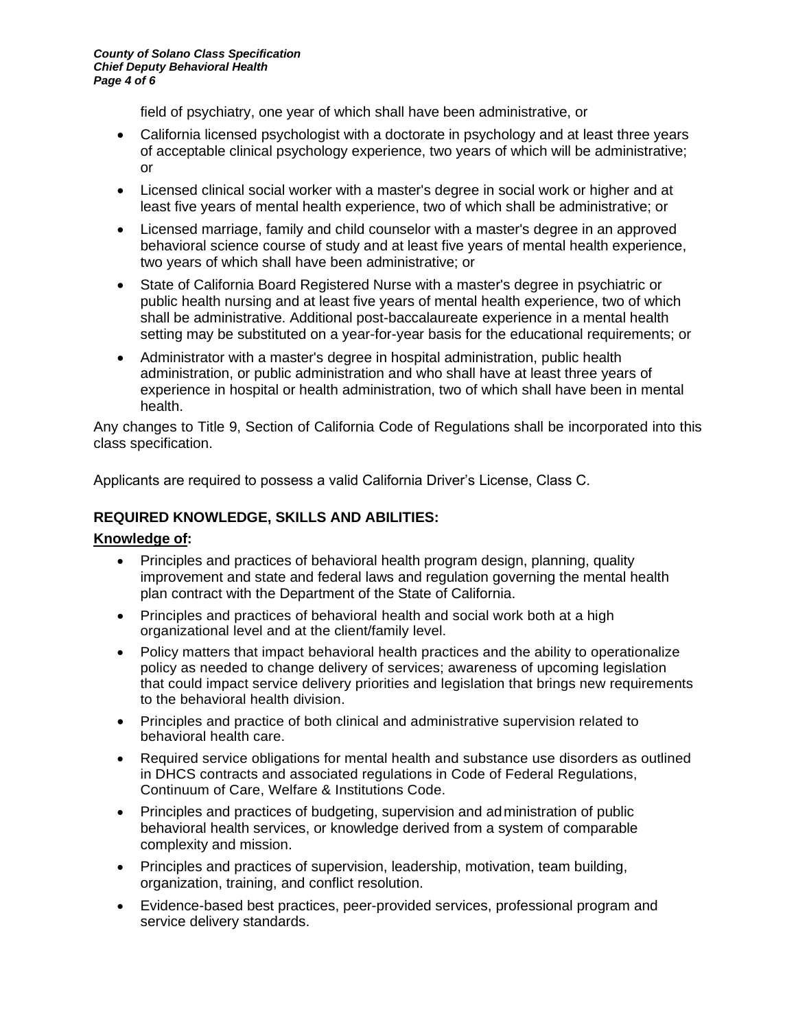field of psychiatry, one year of which shall have been administrative, or

- California licensed psychologist with a doctorate in psychology and at least three years of acceptable clinical psychology experience, two years of which will be administrative; or
- Licensed clinical social worker with a master's degree in social work or higher and at least five years of mental health experience, two of which shall be administrative; or
- Licensed marriage, family and child counselor with a master's degree in an approved behavioral science course of study and at least five years of mental health experience, two years of which shall have been administrative; or
- State of California Board Registered Nurse with a master's degree in psychiatric or public health nursing and at least five years of mental health experience, two of which shall be administrative. Additional post-baccalaureate experience in a mental health setting may be substituted on a year-for-year basis for the educational requirements; or
- Administrator with a master's degree in hospital administration, public health administration, or public administration and who shall have at least three years of experience in hospital or health administration, two of which shall have been in mental health.

Any changes to Title 9, Section of California Code of Regulations shall be incorporated into this class specification.

Applicants are required to possess a valid California Driver's License, Class C.

## REQUIRED KNOWLEDGE, SKILLS AND ABILITIES:

**Knowledge of:**

- Principles and practices of behavioral health program design, planning, quality improvement and state and federal laws and regulation governing the mental health plan contract with the Department of the State of California.
- Principles and practices of behavioral health and social work both at a high organizational level and at the client/family level.
- Policy matters that impact behavioral health practices and the ability to operationalize policy as needed to change delivery of services; awareness of upcoming legislation that could impact service delivery priorities and legislation that brings new requirements to the behavioral health division.
- Principles and practice of both clinical and administrative supervision related to behavioral health care.
- Required service obligations for mental health and substance use disorders as outlined in DHCS contracts and associated regulations in Code of Federal Regulations, Continuum of Care, Welfare & Institutions Code.
- Principles and practices of budgeting, supervision and administration of public behavioral health services, or knowledge derived from a system of comparable complexity and mission.
- Principles and practices of supervision, leadership, motivation, team building, organization, training, and conflict resolution.
- Evidence-based best practices, peer-provided services, professional program and service delivery standards.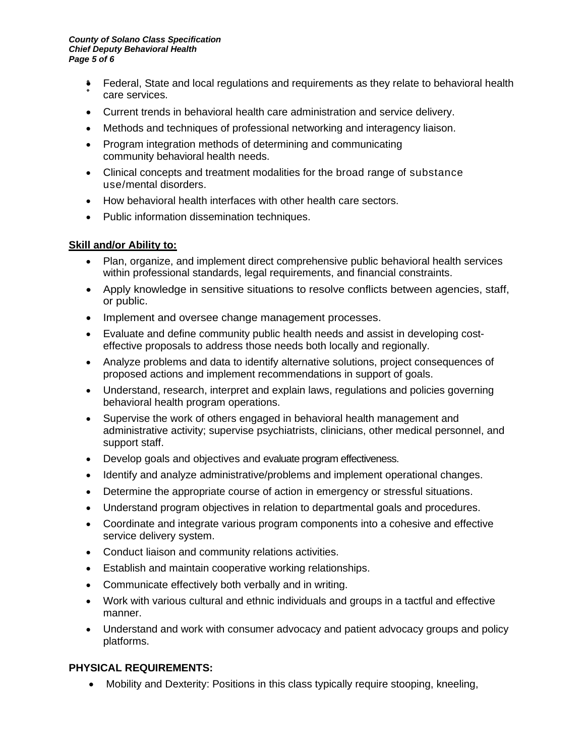- Federal, State and local regulations and requirements as they relate to behavioral health care services.
- Current trends in behavioral health care administration and service delivery.
- Methods and techniques of professional networking and interagency liaison.
- Program integration methods of determining and communicating community behavioral health needs.
- Clinical concepts and treatment modalities for the broad range of substance use/mental disorders.
- How behavioral health interfaces with other health care sectors.
- Public information dissemination techniques.

**Skill and/or Ability to:**

- Plan, organize, and implement direct comprehensive public behavioral health services within professional standards, legal requirements, and financial constraints.
- Apply knowledge in sensitive situations to resolve conflicts between agencies, staff, or public.
- Implement and oversee change management processes.
- Evaluate and define community public health needs and assist in developing cost-effective proposals to address those needs both locally and regionally.
- Analyze problems and data to identify alternative solutions, project consequences of proposed actions and implement recommendations in support of goals.
- Understand, research, interpret and explain laws, regulations and policies governing behavioral health program operations.
- Supervise the work of others engaged in behavioral health management and administrative activity; supervise psychiatrists, clinicians, other medical personnel, and support staff.
- Develop goals and objectives and evaluate program effectiveness.
- Identify and analyze administrative/problems and implement operational changes.
- Determine the appropriate course of action in emergency or stressful situations.
- Understand program objectives in relation to departmental goals and procedures.
- Coordinate and integrate various program components into a cohesive and effective service delivery system.
- Conduct liaison and community relations activities.
- Establish and maintain cooperative working relationships.
- Communicate effectively both verbally and in writing.
- Work with various cultural and ethnic individuals and groups in a tactful and effective manner.
- Understand and work with consumer advocacy and patient advocacy groups and policy platforms.

**PHYSICAL REQUIREMENTS:**

- Mobility and Dexterity: Positions in this class typically require stooping, kneeling,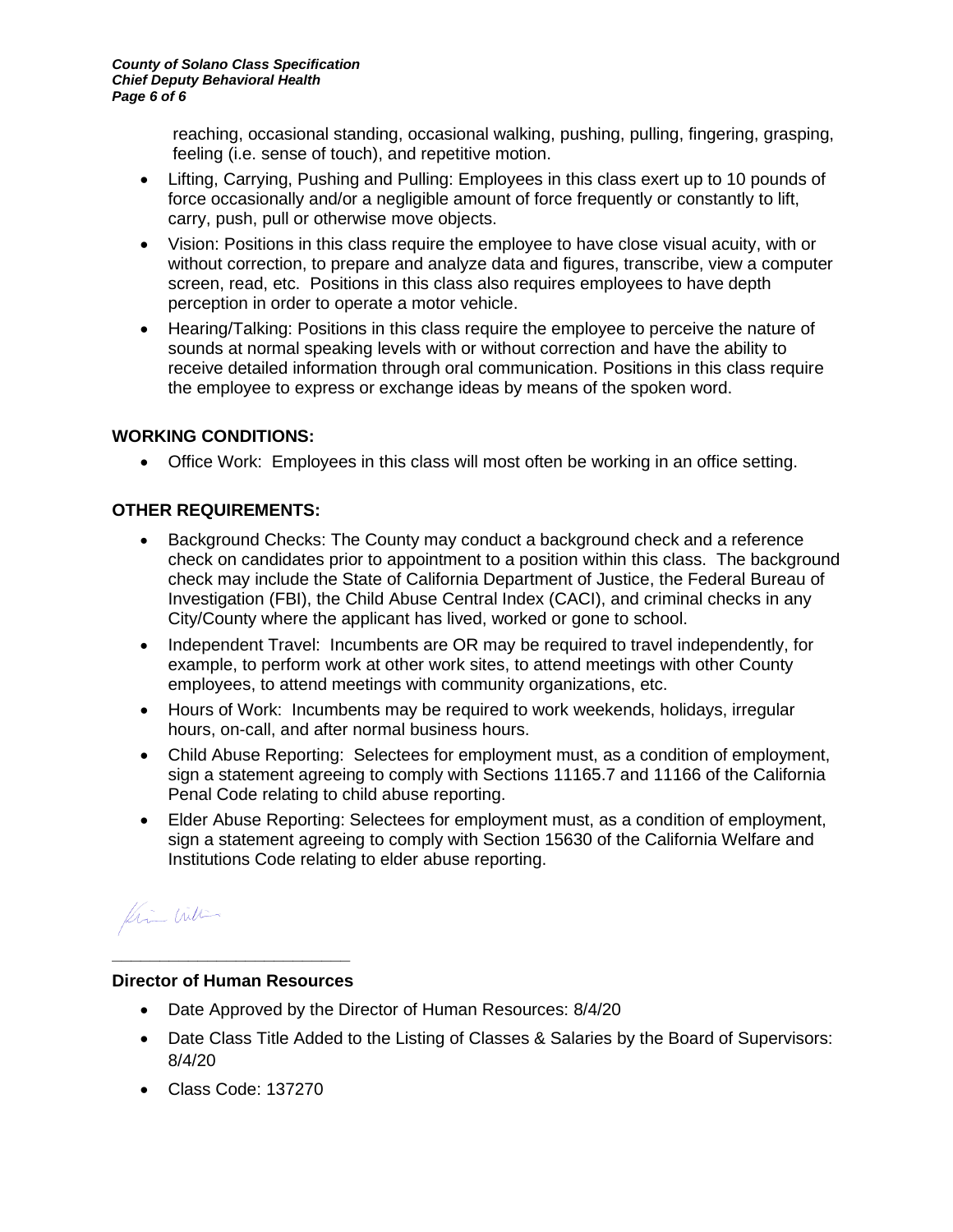reaching, occasional standing, occasional walking, pushing, pulling, fingering, grasping, feeling (i.e. sense of touch), and repetitive motion.

- Lifting, Carrying, Pushing and Pulling: Employees in this class exert up to 10 pounds of force occasionally and/or a negligible amount of force frequently or constantly to lift, carry, push, pull or otherwise move objects.
- Vision: Positions in this class require the employee to have close visual acuity, with or without correction, to prepare and analyze data and figures, transcribe, view a computer screen, read, etc. Positions in this class also requires employees to have depth perception in order to operate a motor vehicle.
- Hearing/Talking: Positions in this class require the employee to perceive the nature of sounds at normal speaking levels with or without correction and have the ability to receive detailed information through oral communication. Positions in this class require the employee to express or exchange ideas by means of the spoken word.

**WORKING CONDITIONS:**

- Office Work: Employees in this class will most often be working in an office setting.

**OTHER REQUIREMENTS:**

- Background Checks: The County may conduct a background check and a reference check on candidates prior to appointment to a position within this class. The background check may include the State of California Department of Justice, the Federal Bureau of Investigation (FBI), the Child Abuse Central Index (CACI), and criminal checks in any City/County where the applicant has lived, worked or gone to school.
- Independent Travel: Incumbents are OR may be required to travel independently, for example, to perform work at other work sites, to attend meetings with other County employees, to attend meetings with community organizations, etc.
- Hours of Work: Incumbents may be required to work weekends, holidays, irregular hours, on-call, and after normal business hours.
- Child Abuse Reporting: Selectees for employment must, as a condition of employment, sign a statement agreeing to comply with Sections 11165.7 and 11166 of the California Penal Code relating to child abuse reporting.
- Elder Abuse Reporting: Selectees for employment must, as a condition of employment, sign a statement agreeing to comply with Section 15630 of the California Welfare and Institutions Code relating to elder abuse reporting.

\_\_\_\_\_\_\_\_\_\_\_\_\_\_\_\_\_\_\_\_\_\_\_\_\_\_

**Director of Human Resources**

- Date Approved by the Director of Human Resources: 8/4/20
- Date Class Title Added to the Listing of Classes & Salaries by the Board of Supervisors: 8/4/20
- Class Code: 137270